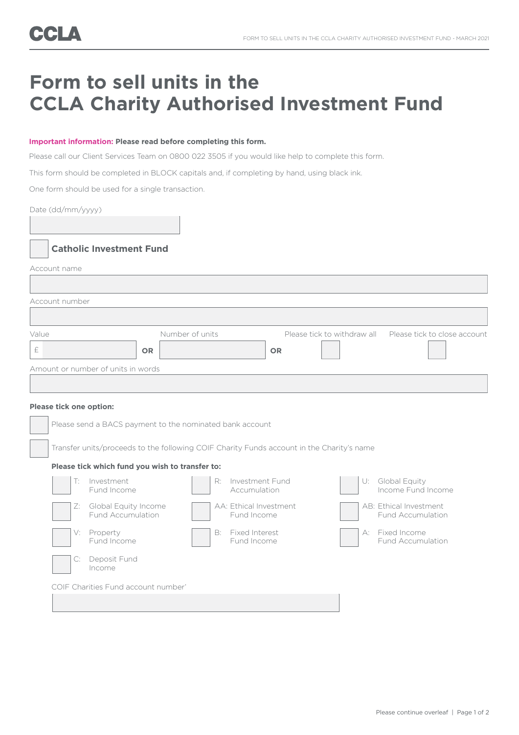CCLA

# Form to sell units in the CCLA Charity Authorised Investment Fund

**Important information: Please read before completing this form.**

Please call our Client Services Team on 0800 022 3505 if you would like help to complete this form.

This form should be completed in BLOCK capitals and, if completing by hand, using black ink.

One form should be used for a single transaction.

Date (dd/mm/yyyy)

☐ **Catholic Investment Fund**

Account name

Account number

Value £ **OR** Number of units **OR** Please tick to withdraw all ☐ Please tick to close account ☐

Amount or number of units in words

**Please tick one option:**

☐ Please send a BACS payment to the nominated bank account

☐ Transfer units/proceeds to the following COIF Charity Funds account in the Charity's name

**Please tick which fund you wish to transfer to:**

☐ T: Investment Fund Income
☐ R: Investment Fund Accumulation
☐ U: Global Equity Income Fund Income
☐ Z: Global Equity Income Fund Accumulation
☐ AA: Ethical Investment Fund Income
☐ AB: Ethical Investment Fund Accumulation
☐ V: Property Fund Income
☐ B: Fixed Interest Fund Income
☐ A: Fixed Income Fund Accumulation
☐ C: Deposit Fund Income

COIF Charities Fund account number'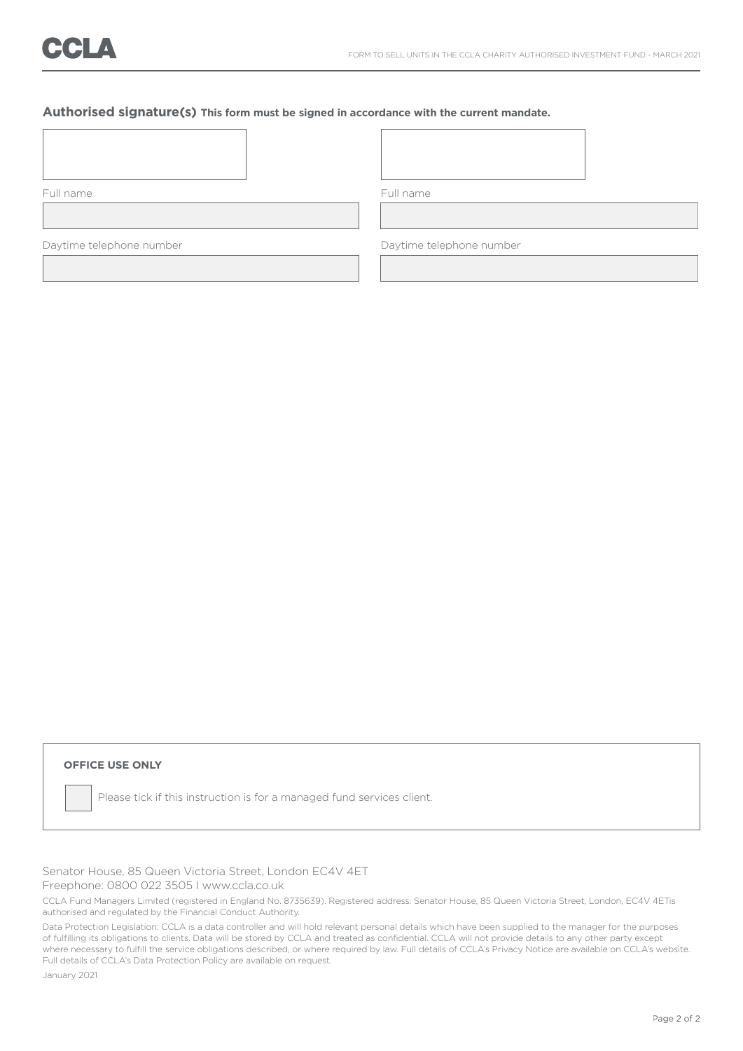## Authorised signature(s) **This form must be signed in accordance with the current mandate.**

Full name

Daytime telephone number

Full name

Daytime telephone number

**OFFICE USE ONLY**

☐ Please tick if this instruction is for a managed fund services client.

Senator House, 85 Queen Victoria Street, London EC4V 4ET
Freephone: 0800 022 3505 I www.ccla.co.uk

CCLA Fund Managers Limited (registered in England No. 8735639). Registered address: Senator House, 85 Queen Victoria Street, London, EC4V 4ETis authorised and regulated by the Financial Conduct Authority.

Data Protection Legislation: CCLA is a data controller and will hold relevant personal details which have been supplied to the manager for the purposes of fulfilling its obligations to clients. Data will be stored by CCLA and treated as confidential. CCLA will not provide details to any other party except where necessary to fulfill the service obligations described, or where required by law. Full details of CCLA's Privacy Notice are available on CCLA's website. Full details of CCLA's Data Protection Policy are available on request.

January 2021